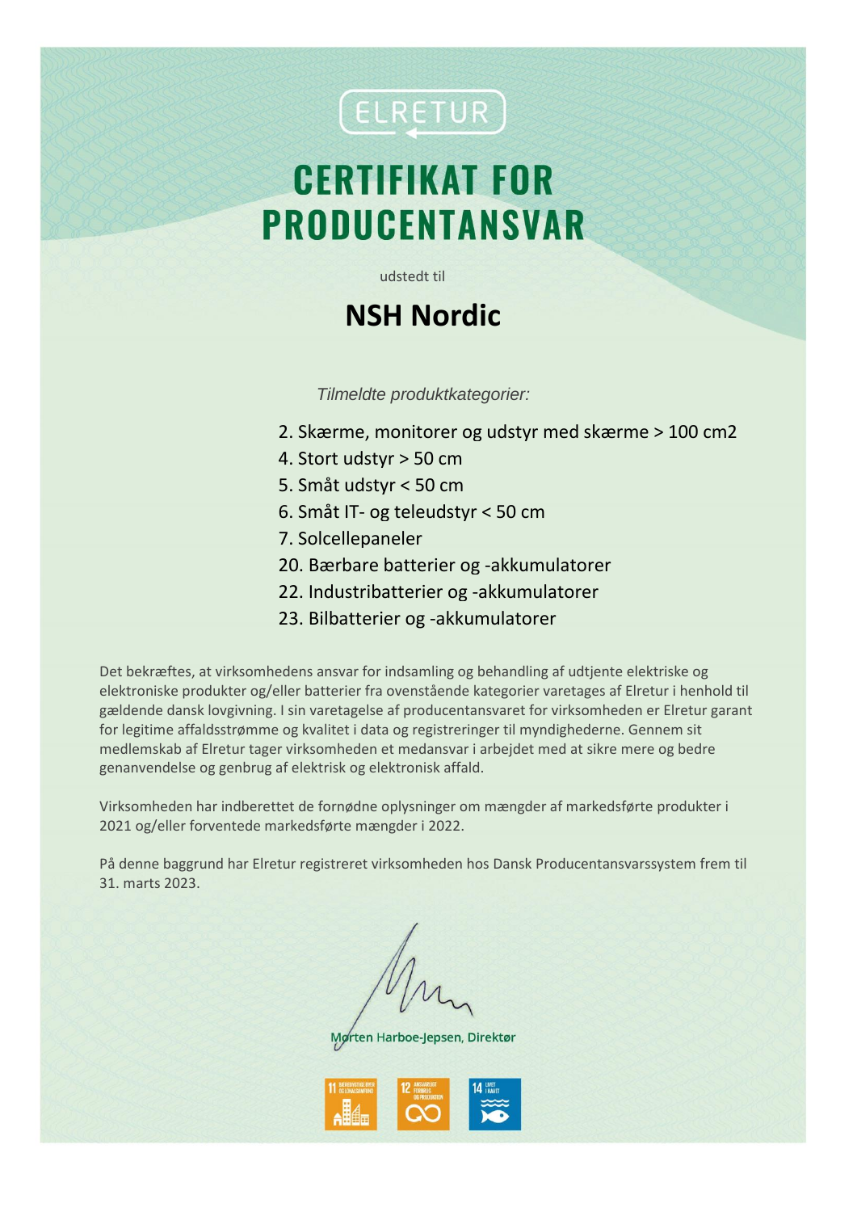ELRETUR

# CERTIFIKAT FOR PRODUCENTANSVAR

udstedt til

## NSH Nordic

*Tilmeldte produktkategorier:*

2. Skærme, monitorer og udstyr med skærme > 100 cm2
4. Stort udstyr > 50 cm
5. Småt udstyr < 50 cm
6. Småt IT- og teleudstyr < 50 cm
7. Solcellepaneler
20. Bærbare batterier og -akkumulatorer
22. Industribatterier og -akkumulatorer
23. Bilbatterier og -akkumulatorer

Det bekræftes, at virksomhedens ansvar for indsamling og behandling af udtjente elektriske og elektroniske produkter og/eller batterier fra ovenstående kategorier varetages af Elretur i henhold til gældende dansk lovgivning. I sin varetagelse af producentansvaret for virksomheden er Elretur garant for legitime affaldsstrømme og kvalitet i data og registreringer til myndighederne. Gennem sit medlemskab af Elretur tager virksomheden et medansvar i arbejdet med at sikre mere og bedre genanvendelse og genbrug af elektrisk og elektronisk affald.

Virksomheden har indberettet de fornødne oplysninger om mængder af markedsførte produkter i 2021 og/eller forventede markedsførte mængder i 2022.

På denne baggrund har Elretur registreret virksomheden hos Dansk Producentansvarssystem frem til 31. marts 2023.

Morten Harboe-Jepsen, Direktør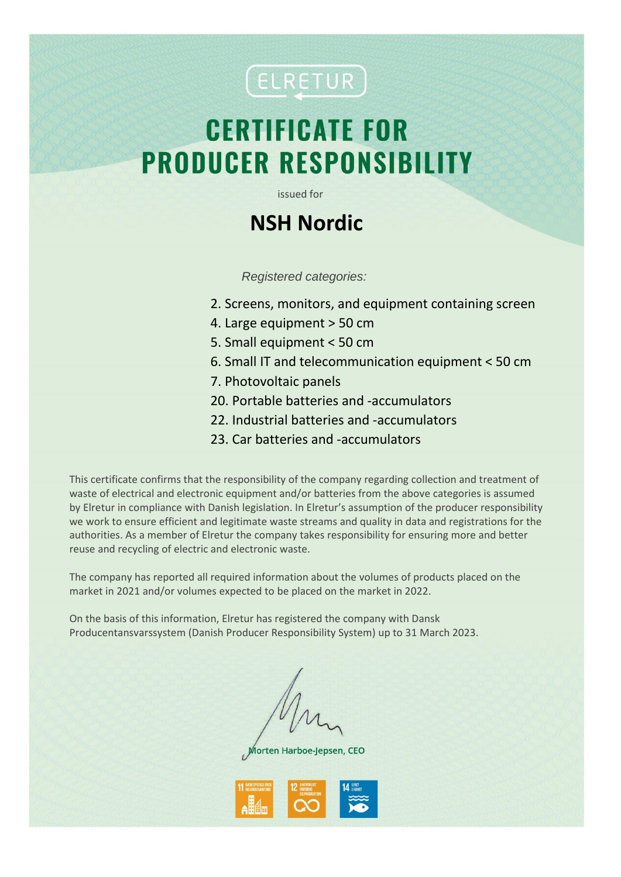ELRETUR

# CERTIFICATE FOR PRODUCER RESPONSIBILITY

issued for

## NSH Nordic

*Registered categories:*

2. Screens, monitors, and equipment containing screen
4. Large equipment > 50 cm
5. Small equipment < 50 cm
6. Small IT and telecommunication equipment < 50 cm
7. Photovoltaic panels
20. Portable batteries and -accumulators
22. Industrial batteries and -accumulators
23. Car batteries and -accumulators

This certificate confirms that the responsibility of the company regarding collection and treatment of waste of electrical and electronic equipment and/or batteries from the above categories is assumed by Elretur in compliance with Danish legislation. In Elretur's assumption of the producer responsibility we work to ensure efficient and legitimate waste streams and quality in data and registrations for the authorities. As a member of Elretur the company takes responsibility for ensuring more and better reuse and recycling of electric and electronic waste.

The company has reported all required information about the volumes of products placed on the market in 2021 and/or volumes expected to be placed on the market in 2022.

On the basis of this information, Elretur has registered the company with Dansk Producentansvarssystem (Danish Producer Responsibility System) up to 31 March 2023.

Morten Harboe-Jepsen, CEO